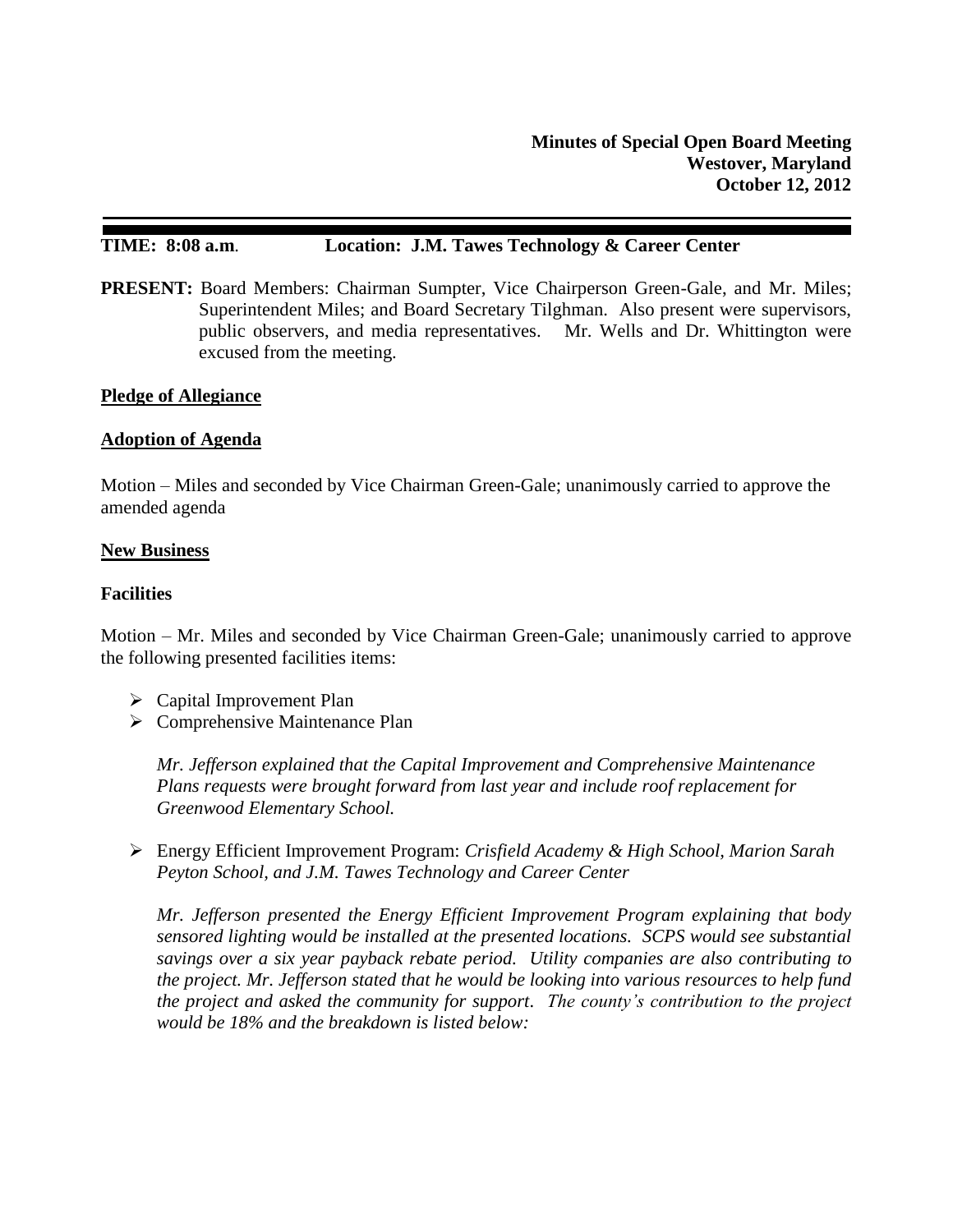**Minutes of Special Open Board Meeting**
**Westover, Maryland**
**October 12, 2012**

---

**TIME: 8:08 a.m.** **Location: J.M. Tawes Technology & Career Center**

**PRESENT:** Board Members: Chairman Sumpter, Vice Chairperson Green-Gale, and Mr. Miles; Superintendent Miles; and Board Secretary Tilghman. Also present were supervisors, public observers, and media representatives. Mr. Wells and Dr. Whittington were excused from the meeting.

**<u>Pledge of Allegiance</u>**

**<u>Adoption of Agenda</u>**

Motion – Miles and seconded by Vice Chairman Green-Gale; unanimously carried to approve the amended agenda

**<u>New Business</u>**

**Facilities**

Motion – Mr. Miles and seconded by Vice Chairman Green-Gale; unanimously carried to approve the following presented facilities items:

- Capital Improvement Plan
- Comprehensive Maintenance Plan

  *Mr. Jefferson explained that the Capital Improvement and Comprehensive Maintenance Plans requests were brought forward from last year and include roof replacement for Greenwood Elementary School.*

- Energy Efficient Improvement Program: *Crisfield Academy & High School, Marion Sarah Peyton School, and J.M. Tawes Technology and Career Center*

  *Mr. Jefferson presented the Energy Efficient Improvement Program explaining that body sensored lighting would be installed at the presented locations. SCPS would see substantial savings over a six year payback rebate period. Utility companies are also contributing to the project. Mr. Jefferson stated that he would be looking into various resources to help fund the project and asked the community for support. The county's contribution to the project would be 18% and the breakdown is listed below:*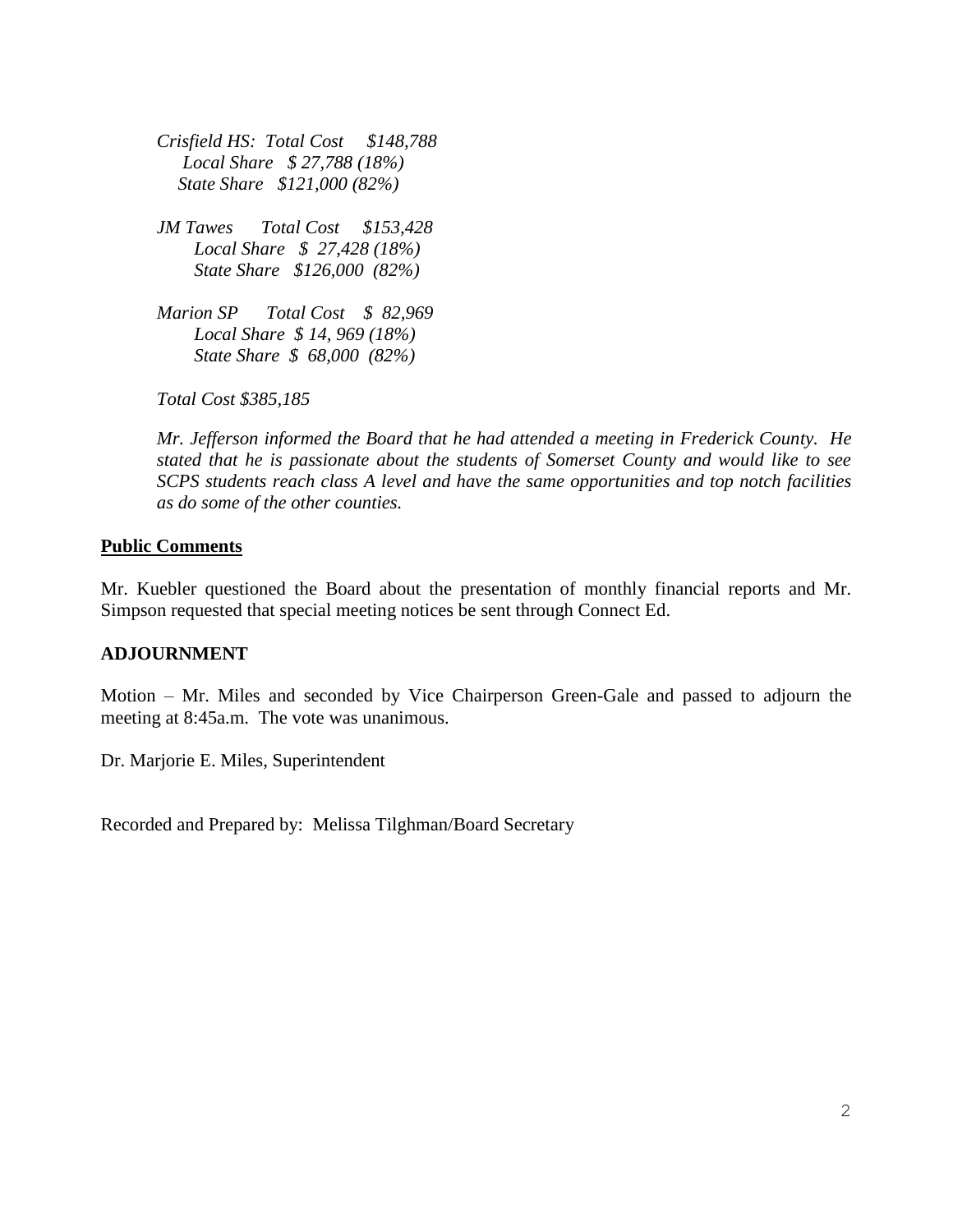*Crisfield HS: Total Cost $148,788*
*Local Share $ 27,788 (18%)*
*State Share $121,000 (82%)*

*JM Tawes Total Cost $153,428*
*Local Share $ 27,428 (18%)*
*State Share $126,000 (82%)*

*Marion SP Total Cost $ 82,969*
*Local Share $ 14, 969 (18%)*
*State Share $ 68,000 (82%)*

*Total Cost $385,185*

*Mr. Jefferson informed the Board that he had attended a meeting in Frederick County. He stated that he is passionate about the students of Somerset County and would like to see SCPS students reach class A level and have the same opportunities and top notch facilities as do some of the other counties.*

**Public Comments**

Mr. Kuebler questioned the Board about the presentation of monthly financial reports and Mr. Simpson requested that special meeting notices be sent through Connect Ed.

**ADJOURNMENT**

Motion – Mr. Miles and seconded by Vice Chairperson Green-Gale and passed to adjourn the meeting at 8:45a.m. The vote was unanimous.

Dr. Marjorie E. Miles, Superintendent

Recorded and Prepared by: Melissa Tilghman/Board Secretary